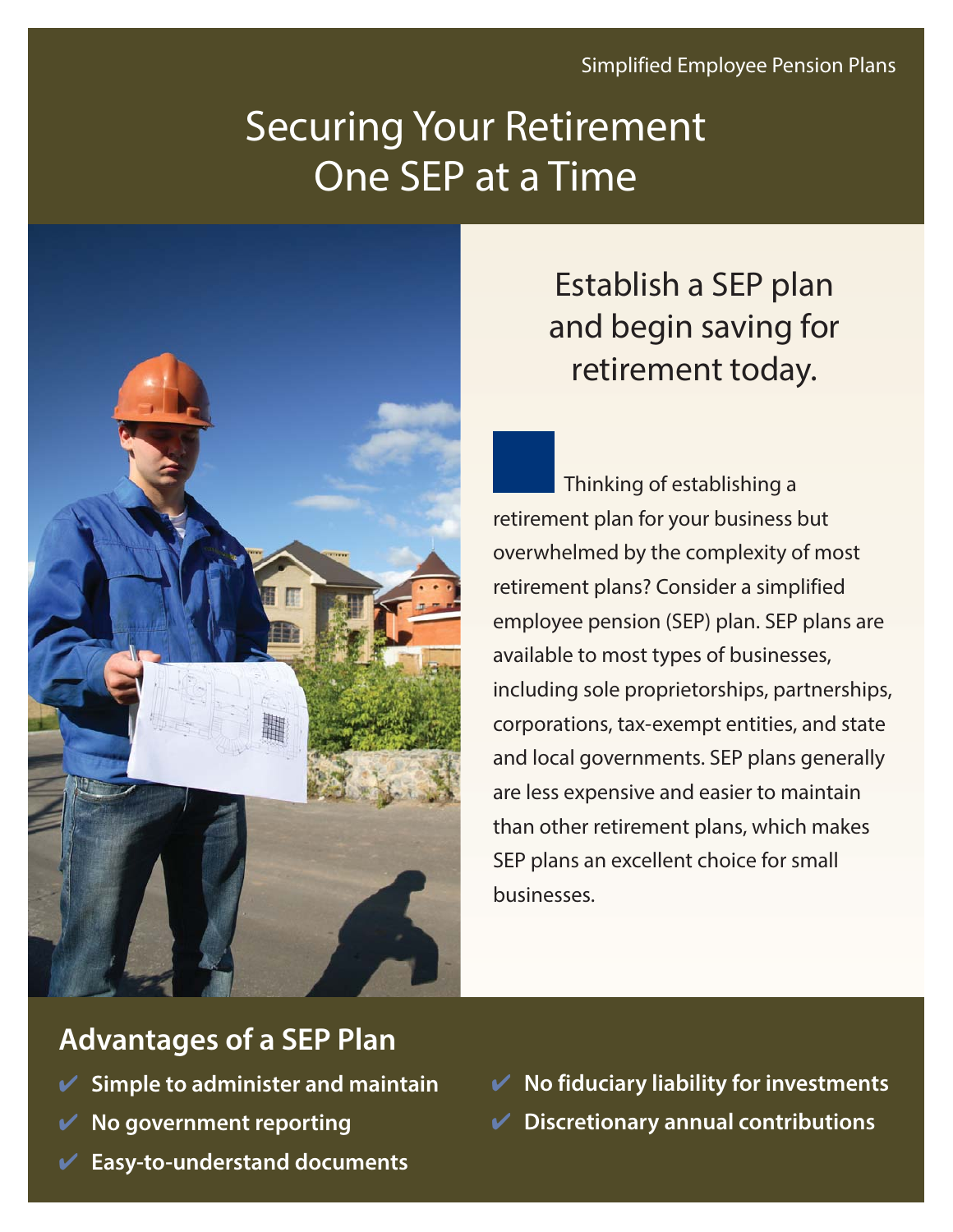Simplified Employee Pension Plans

# Securing Your Retirement One SEP at a Time

## Establish a SEP plan and begin saving for retirement today.

Thinking of establishing a retirement plan for your business but overwhelmed by the complexity of most retirement plans? Consider a simplified employee pension (SEP) plan. SEP plans are available to most types of businesses, including sole proprietorships, partnerships, corporations, tax-exempt entities, and state and local governments. SEP plans generally are less expensive and easier to maintain than other retirement plans, which makes SEP plans an excellent choice for small businesses.

## Advantages of a SEP Plan

- ✔ **Simple to administer and maintain**
- ✔ **No government reporting**
- ✔ **Easy-to-understand documents**
- ✔ **No fiduciary liability for investments**
- ✔ **Discretionary annual contributions**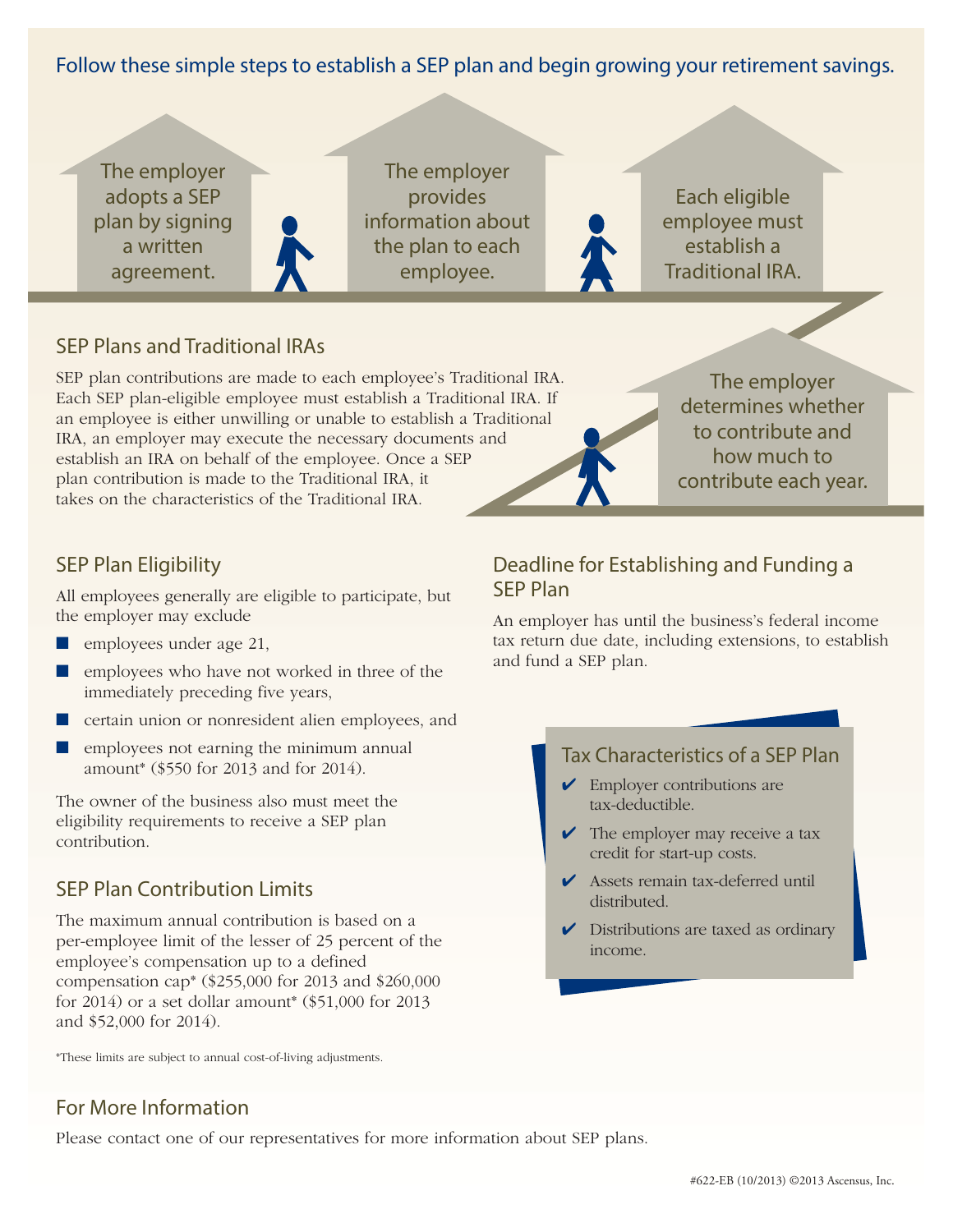Follow these simple steps to establish a SEP plan and begin growing your retirement savings.

The employer adopts a SEP plan by signing a written agreement.

The employer provides information about the plan to each employee.

Each eligible employee must establish a Traditional IRA.

The employer determines whether to contribute and how much to contribute each year.

## SEP Plans and Traditional IRAs

SEP plan contributions are made to each employee's Traditional IRA. Each SEP plan-eligible employee must establish a Traditional IRA. If an employee is either unwilling or unable to establish a Traditional IRA, an employer may execute the necessary documents and establish an IRA on behalf of the employee. Once a SEP plan contribution is made to the Traditional IRA, it takes on the characteristics of the Traditional IRA.

## SEP Plan Eligibility

All employees generally are eligible to participate, but the employer may exclude

- employees under age 21,
- employees who have not worked in three of the immediately preceding five years,
- certain union or nonresident alien employees, and
- employees not earning the minimum annual amount* ($550 for 2013 and for 2014).

The owner of the business also must meet the eligibility requirements to receive a SEP plan contribution.

## SEP Plan Contribution Limits

The maximum annual contribution is based on a per-employee limit of the lesser of 25 percent of the employee's compensation up to a defined compensation cap* ($255,000 for 2013 and $260,000 for 2014) or a set dollar amount* ($51,000 for 2013 and $52,000 for 2014).

*These limits are subject to annual cost-of-living adjustments.

## Deadline for Establishing and Funding a SEP Plan

An employer has until the business's federal income tax return due date, including extensions, to establish and fund a SEP plan.

### Tax Characteristics of a SEP Plan

- ✔ Employer contributions are tax-deductible.
- ✔ The employer may receive a tax credit for start-up costs.
- ✔ Assets remain tax-deferred until distributed.
- ✔ Distributions are taxed as ordinary income.

## For More Information

Please contact one of our representatives for more information about SEP plans.

#622-EB (10/2013) ©2013 Ascensus, Inc.